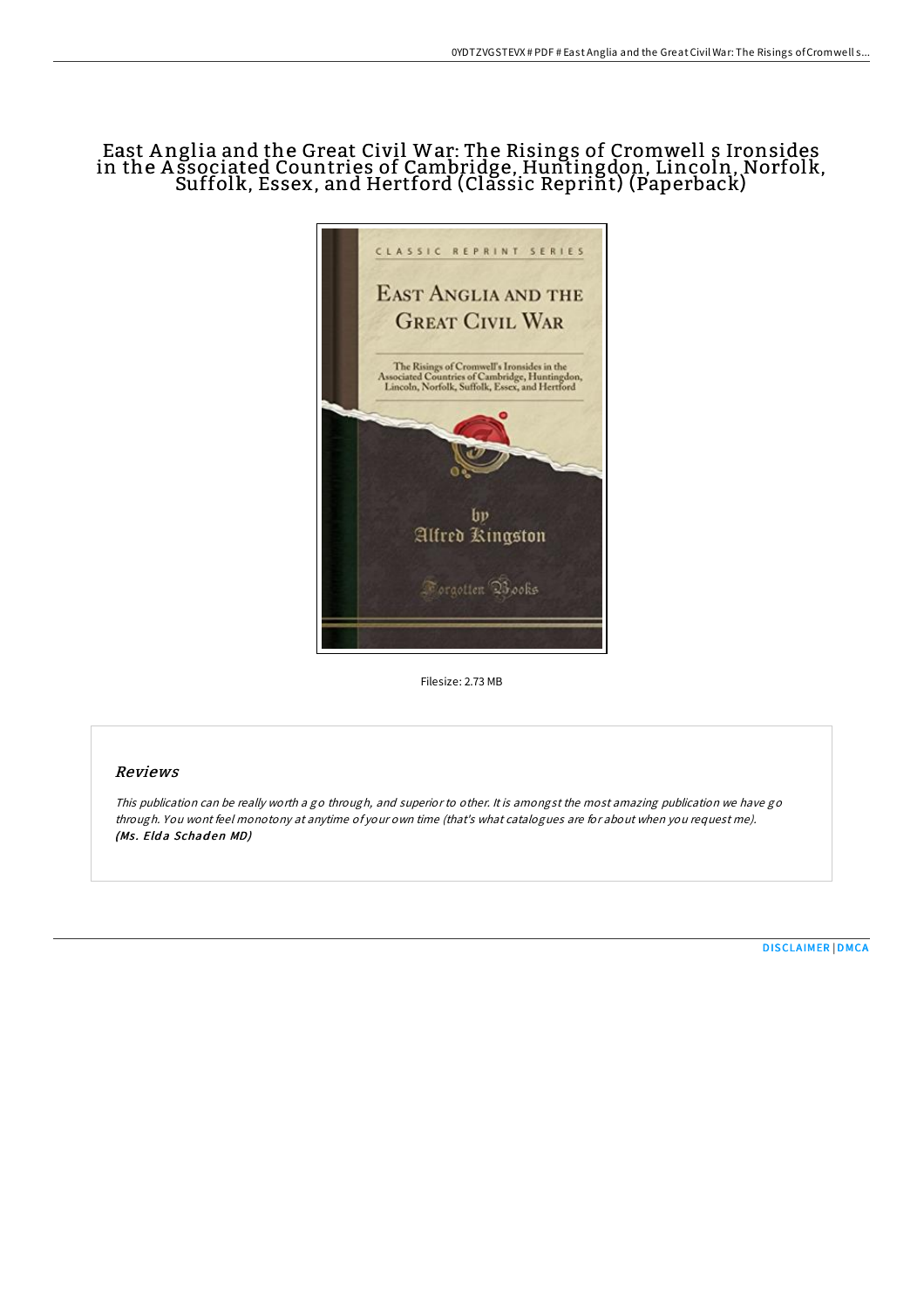# East Anglia and the Great Civil War: The Risings of Cromwell s Ironsides in the Associated Countries of Cambridge, Huntingdon, Lincoln, Norfolk, Suffolk, Essex, and Hertford (Classic Reprint) (Paperback)

Filesize: 2.73 MB

## Reviews

*This publication can be really worth a go through, and superior to other. It is amongst the most amazing publication we have go through. You wont feel monotony at anytime of your own time (that's what catalogues are for about when you request me).*
***(Ms. Elda Schaden MD)***

DISCLAIMER | DMCA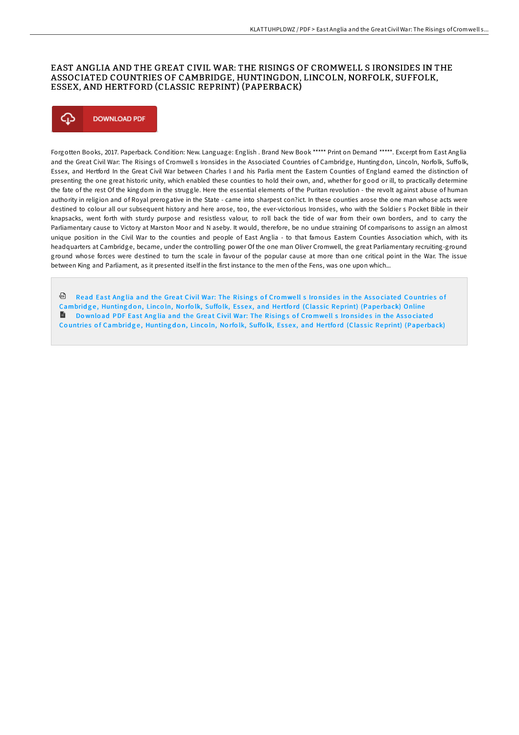# EAST ANGLIA AND THE GREAT CIVIL WAR: THE RISINGS OF CROMWELL S IRONSIDES IN THE ASSOCIATED COUNTRIES OF CAMBRIDGE, HUNTINGDON, LINCOLN, NORFOLK, SUFFOLK, ESSEX, AND HERTFORD (CLASSIC REPRINT) (PAPERBACK)

DOWNLOAD PDF

Forgotten Books, 2017. Paperback. Condition: New. Language: English . Brand New Book ***** Print on Demand *****. Excerpt from East Anglia and the Great Civil War: The Risings of Cromwell s Ironsides in the Associated Countries of Cambridge, Huntingdon, Lincoln, Norfolk, Suffolk, Essex, and Hertford In the Great Civil War between Charles I and his Parlia ment the Eastern Counties of England earned the distinction of presenting the one great historic unity, which enabled these counties to hold their own, and, whether for good or ill, to practically determine the the fate of the rest Of the kingdom in the struggle. Here the essential elements of the Puritan revolution - the revolt against abuse of human authority in religion and of Royal prerogative in the State - came into sharpest con?ict. In these counties arose the one man whose acts were destined to colour all our subsequent history and here arose, too, the ever-victorious Ironsides, who with the Soldier s Pocket Bible in their knapsacks, went forth with sturdy purpose and resistless valour, to roll back the tide of war from their own borders, and to carry the Parliamentary cause to Victory at Marston Moor and N aseby. It would, therefore, be no undue straining Of comparisons to assign an almost unique position in the Civil War to the counties and people of East Anglia - to that famous Eastern Counties Association which, with its headquarters at Cambridge, became, under the controlling power Of the one man Oliver Cromwell, the great Parliamentary recruiting-ground ground whose forces were destined to turn the scale in favour of the popular cause at more than one critical point in the War. The issue between King and Parliament, as it presented itself in the first instance to the men of the Fens, was one upon which...

Read East Anglia and the Great Civil War: The Risings of Cromwell s Ironsides in the Associated Countries of Cambridge, Huntingdon, Lincoln, Norfolk, Suffolk, Essex, and Hertford (Classic Reprint) (Paperback) Online

Download PDF East Anglia and the Great Civil War: The Risings of Cromwell s Ironsides in the Associated Countries of Cambridge, Huntingdon, Lincoln, Norfolk, Suffolk, Essex, and Hertford (Classic Reprint) (Paperback)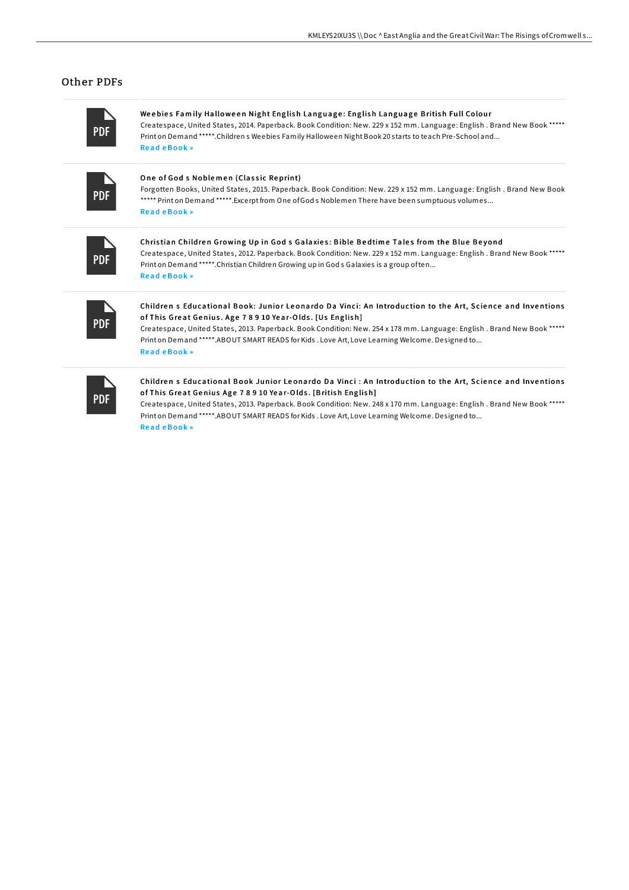## Other PDFs

**Weebies Family Halloween Night English Language: English Language British Full Colour**
Createspace, United States, 2014. Paperback. Book Condition: New. 229 x 152 mm. Language: English . Brand New Book ***** Print on Demand *****.Children s Weebies Family Halloween Night Book 20 starts to teach Pre-School and...
Read eBook »

**One of God s Noblemen (Classic Reprint)**
Forgotten Books, United States, 2015. Paperback. Book Condition: New. 229 x 152 mm. Language: English . Brand New Book ***** Print on Demand *****.Excerpt from One of God s Noblemen There have been sumptuous volumes...
Read eBook »

**Christian Children Growing Up in God s Galaxies: Bible Bedtime Tales from the Blue Beyond**
Createspace, United States, 2012. Paperback. Book Condition: New. 229 x 152 mm. Language: English . Brand New Book ***** Print on Demand *****.Christian Children Growing up in God s Galaxies is a group often...
Read eBook »

**Children s Educational Book: Junior Leonardo Da Vinci: An Introduction to the Art, Science and Inventions of This Great Genius. Age 7 8 9 10 Year-Olds. [Us English]**
Createspace, United States, 2013. Paperback. Book Condition: New. 254 x 178 mm. Language: English . Brand New Book ***** Print on Demand *****.ABOUT SMART READS for Kids . Love Art, Love Learning Welcome. Designed to...
Read eBook »

**Children s Educational Book Junior Leonardo Da Vinci : An Introduction to the Art, Science and Inventions of This Great Genius Age 7 8 9 10 Year-Olds. [British English]**
Createspace, United States, 2013. Paperback. Book Condition: New. 248 x 170 mm. Language: English . Brand New Book ***** Print on Demand *****.ABOUT SMART READS for Kids . Love Art, Love Learning Welcome. Designed to...
Read eBook »